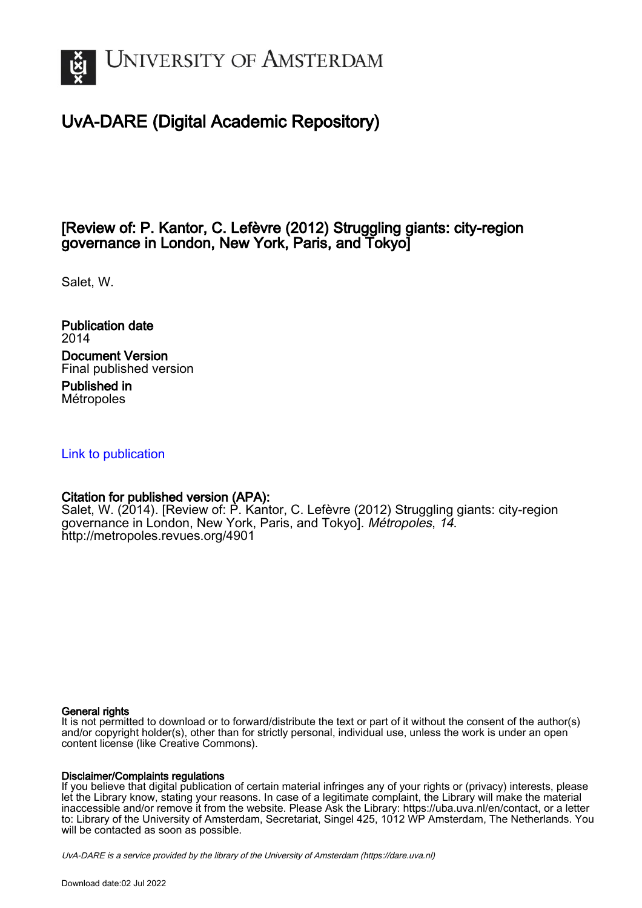# UvA-DARE (Digital Academic Repository)

## [Review of: P. Kantor, C. Lefèvre (2012) Struggling giants: city-region governance in London, New York, Paris, and Tokyo]

Salet, W.

**Publication date**
2014

**Document Version**
Final published version

**Published in**
Métropoles

[Link to publication](http://metropoles.revues.org/4901)

**Citation for published version (APA):**
Salet, W. (2014). [Review of: P. Kantor, C. Lefèvre (2012) Struggling giants: city-region governance in London, New York, Paris, and Tokyo]. *Métropoles*, *14*. http://metropoles.revues.org/4901

**General rights**
It is not permitted to download or to forward/distribute the text or part of it without the consent of the author(s) and/or copyright holder(s), other than for strictly personal, individual use, unless the work is under an open content license (like Creative Commons).

**Disclaimer/Complaints regulations**
If you believe that digital publication of certain material infringes any of your rights or (privacy) interests, please let the Library know, stating your reasons. In case of a legitimate complaint, the Library will make the material inaccessible and/or remove it from the website. Please Ask the Library: https://uba.uva.nl/en/contact, or a letter to: Library of the University of Amsterdam, Secretariat, Singel 425, 1012 WP Amsterdam, The Netherlands. You will be contacted as soon as possible.

*UvA-DARE is a service provided by the library of the University of Amsterdam (https://dare.uva.nl)*

Download date:02 Jul 2022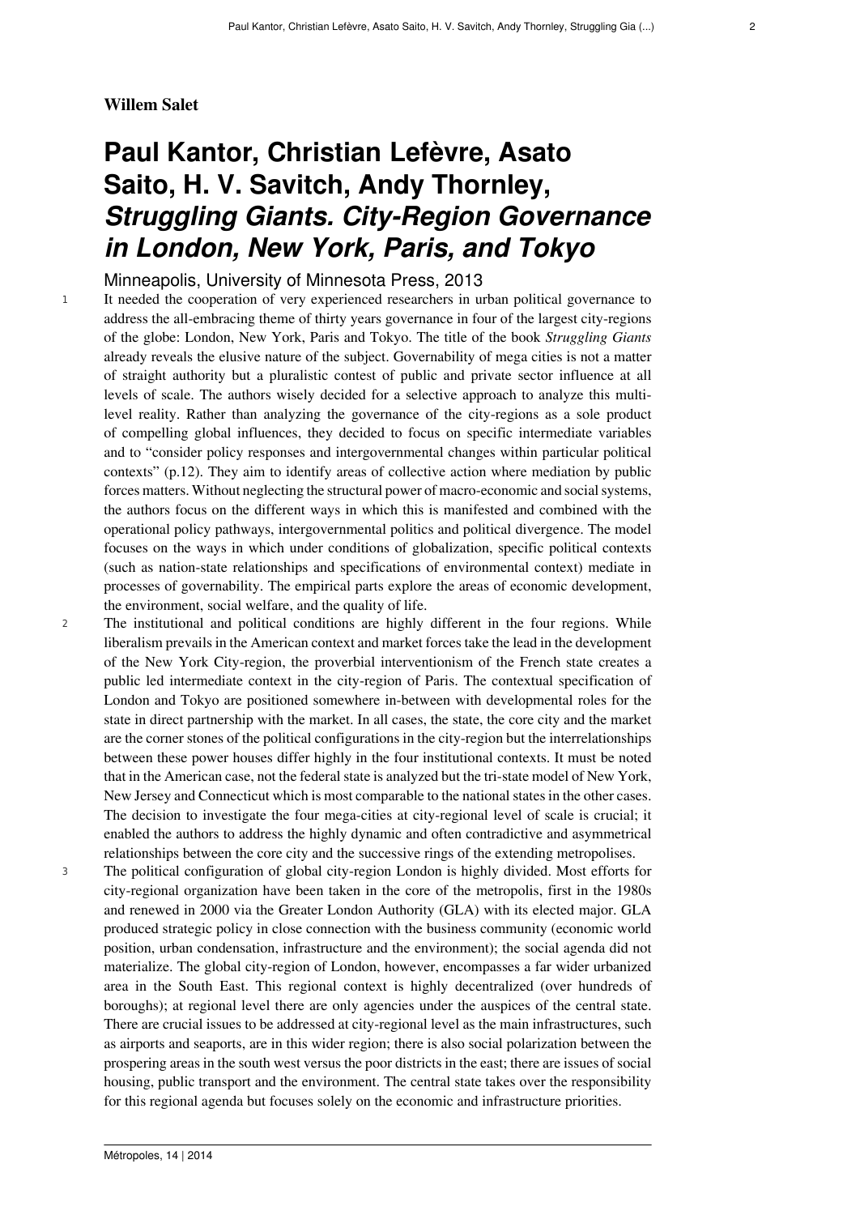**Willem Salet**

# Paul Kantor, Christian Lefèvre, Asato Saito, H. V. Savitch, Andy Thornley, *Struggling Giants. City-Region Governance in London, New York, Paris, and Tokyo*

Minneapolis, University of Minnesota Press, 2013

It needed the cooperation of very experienced researchers in urban political governance to address the all-embracing theme of thirty years governance in four of the largest city-regions of the globe: London, New York, Paris and Tokyo. The title of the book *Struggling Giants* already reveals the elusive nature of the subject. Governability of mega cities is not a matter of straight authority but a pluralistic contest of public and private sector influence at all levels of scale. The authors wisely decided for a selective approach to analyze this multi-level reality. Rather than analyzing the governance of the city-regions as a sole product of compelling global influences, they decided to focus on specific intermediate variables and to "consider policy responses and intergovernmental changes within particular political contexts" (p.12). They aim to identify areas of collective action where mediation by public forces matters. Without neglecting the structural power of macro-economic and social systems, the authors focus on the different ways in which this is manifested and combined with the operational policy pathways, intergovernmental politics and political divergence. The model focuses on the ways in which under conditions of globalization, specific political contexts (such as nation-state relationships and specifications of environmental context) mediate in processes of governability. The empirical parts explore the areas of economic development, the environment, social welfare, and the quality of life.

The institutional and political conditions are highly different in the four regions. While liberalism prevails in the American context and market forces take the lead in the development of the New York City-region, the proverbial interventionism of the French state creates a public led intermediate context in the city-region of Paris. The contextual specification of London and Tokyo are positioned somewhere in-between with developmental roles for the state in direct partnership with the market. In all cases, the state, the core city and the market are the corner stones of the political configurations in the city-region but the interrelationships between these power houses differ highly in the four institutional contexts. It must be noted that in the American case, not the federal state is analyzed but the tri-state model of New York, New Jersey and Connecticut which is most comparable to the national states in the other cases. The decision to investigate the four mega-cities at city-regional level of scale is crucial; it enabled the authors to address the highly dynamic and often contradictive and asymmetrical relationships between the core city and the successive rings of the extending metropolises.

The political configuration of global city-region London is highly divided. Most efforts for city-regional organization have been taken in the core of the metropolis, first in the 1980s and renewed in 2000 via the Greater London Authority (GLA) with its elected major. GLA produced strategic policy in close connection with the business community (economic world position, urban condensation, infrastructure and the environment); the social agenda did not materialize. The global city-region of London, however, encompasses a far wider urbanized area in the South East. This regional context is highly decentralized (over hundreds of boroughs); at regional level there are only agencies under the auspices of the central state. There are crucial issues to be addressed at city-regional level as the main infrastructures, such as airports and seaports, are in this wider region; there is also social polarization between the prospering areas in the south west versus the poor districts in the east; there are issues of social housing, public transport and the environment. The central state takes over the responsibility for this regional agenda but focuses solely on the economic and infrastructure priorities.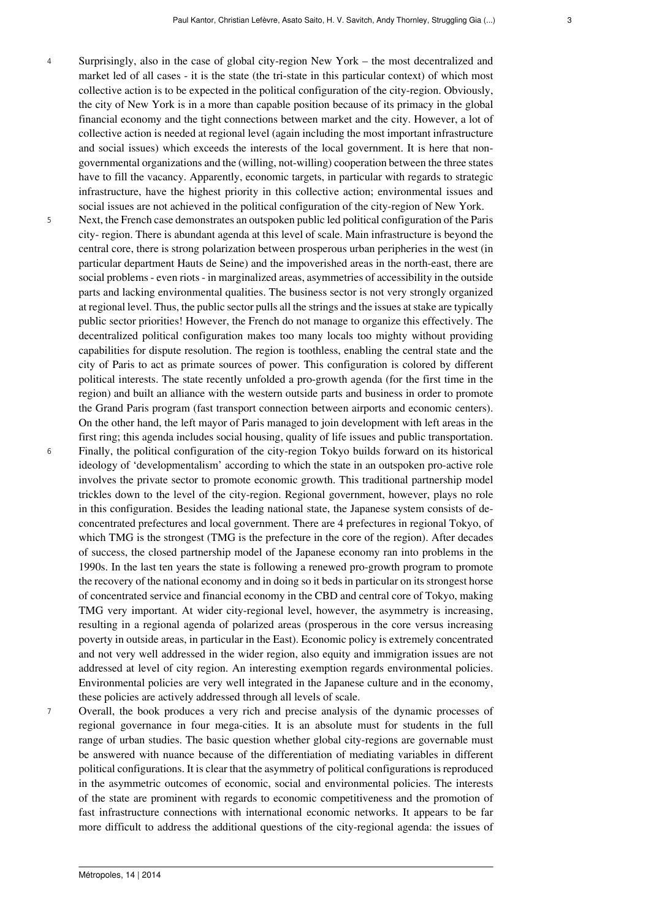4 Surprisingly, also in the case of global city-region New York – the most decentralized and market led of all cases - it is the state (the tri-state in this particular context) of which most collective action is to be expected in the political configuration of the city-region. Obviously, the city of New York is in a more than capable position because of its primacy in the global financial economy and the tight connections between market and the city. However, a lot of collective action is needed at regional level (again including the most important infrastructure and social issues) which exceeds the interests of the local government. It is here that non-governmental organizations and the (willing, not-willing) cooperation between the three states have to fill the vacancy. Apparently, economic targets, in particular with regards to strategic infrastructure, have the highest priority in this collective action; environmental issues and social issues are not achieved in the political configuration of the city-region of New York.

5 Next, the French case demonstrates an outspoken public led political configuration of the Paris city- region. There is abundant agenda at this level of scale. Main infrastructure is beyond the central core, there is strong polarization between prosperous urban peripheries in the west (in particular department Hauts de Seine) and the impoverished areas in the north-east, there are social problems - even riots - in marginalized areas, asymmetries of accessibility in the outside parts and lacking environmental qualities. The business sector is not very strongly organized at regional level. Thus, the public sector pulls all the strings and the issues at stake are typically public sector priorities! However, the French do not manage to organize this effectively. The decentralized political configuration makes too many locals too mighty without providing capabilities for dispute resolution. The region is toothless, enabling the central state and the city of Paris to act as primate sources of power. This configuration is colored by different political interests. The state recently unfolded a pro-growth agenda (for the first time in the region) and built an alliance with the western outside parts and business in order to promote the Grand Paris program (fast transport connection between airports and economic centers). On the other hand, the left mayor of Paris managed to join development with left areas in the first ring; this agenda includes social housing, quality of life issues and public transportation.

6 Finally, the political configuration of the city-region Tokyo builds forward on its historical ideology of 'developmentalism' according to which the state in an outspoken pro-active role involves the private sector to promote economic growth. This traditional partnership model trickles down to the level of the city-region. Regional government, however, plays no role in this configuration. Besides the leading national state, the Japanese system consists of de-concentrated prefectures and local government. There are 4 prefectures in regional Tokyo, of which TMG is the strongest (TMG is the prefecture in the core of the region). After decades of success, the closed partnership model of the Japanese economy ran into problems in the 1990s. In the last ten years the state is following a renewed pro-growth program to promote the recovery of the national economy and in doing so it beds in particular on its strongest horse of concentrated service and financial economy in the CBD and central core of Tokyo, making TMG very important. At wider city-regional level, however, the asymmetry is increasing, resulting in a regional agenda of polarized areas (prosperous in the core versus increasing poverty in outside areas, in particular in the East). Economic policy is extremely concentrated and not very well addressed in the wider region, also equity and immigration issues are not addressed at level of city region. An interesting exemption regards environmental policies. Environmental policies are very well integrated in the Japanese culture and in the economy, these policies are actively addressed through all levels of scale.

7 Overall, the book produces a very rich and precise analysis of the dynamic processes of regional governance in four mega-cities. It is an absolute must for students in the full range of urban studies. The basic question whether global city-regions are governable must be answered with nuance because of the differentiation of mediating variables in different political configurations. It is clear that the asymmetry of political configurations is reproduced in the asymmetric outcomes of economic, social and environmental policies. The interests of the state are prominent with regards to economic competitiveness and the promotion of fast infrastructure connections with international economic networks. It appears to be far more difficult to address the additional questions of the city-regional agenda: the issues of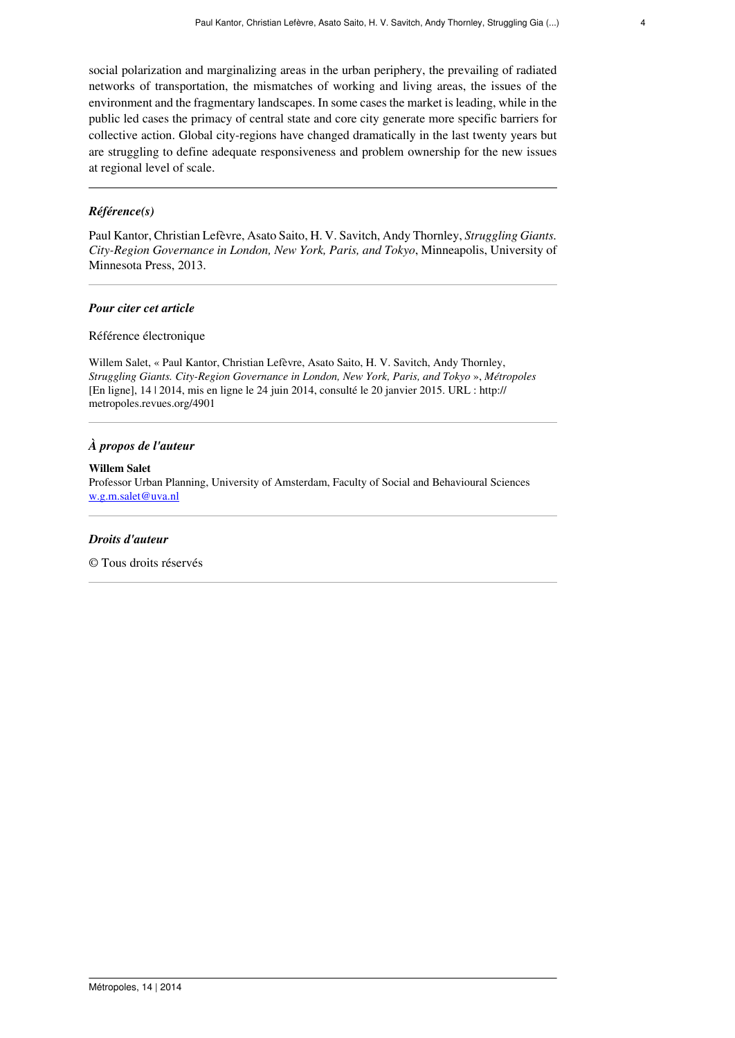social polarization and marginalizing areas in the urban periphery, the prevailing of radiated networks of transportation, the mismatches of working and living areas, the issues of the environment and the fragmentary landscapes. In some cases the market is leading, while in the public led cases the primacy of central state and core city generate more specific barriers for collective action. Global city-regions have changed dramatically in the last twenty years but are struggling to define adequate responsiveness and problem ownership for the new issues at regional level of scale.

---

### *Référence(s)*

Paul Kantor, Christian Lefèvre, Asato Saito, H. V. Savitch, Andy Thornley, *Struggling Giants. City-Region Governance in London, New York, Paris, and Tokyo*, Minneapolis, University of Minnesota Press, 2013.

---

### *Pour citer cet article*

Référence électronique

Willem Salet, « Paul Kantor, Christian Lefèvre, Asato Saito, H. V. Savitch, Andy Thornley, *Struggling Giants. City-Region Governance in London, New York, Paris, and Tokyo* », *Métropoles* [En ligne], 14 | 2014, mis en ligne le 24 juin 2014, consulté le 20 janvier 2015. URL : http://metropoles.revues.org/4901

---

### *À propos de l'auteur*

**Willem Salet**
Professor Urban Planning, University of Amsterdam, Faculty of Social and Behavioural Sciences
w.g.m.salet@uva.nl

---

### *Droits d'auteur*

© Tous droits réservés